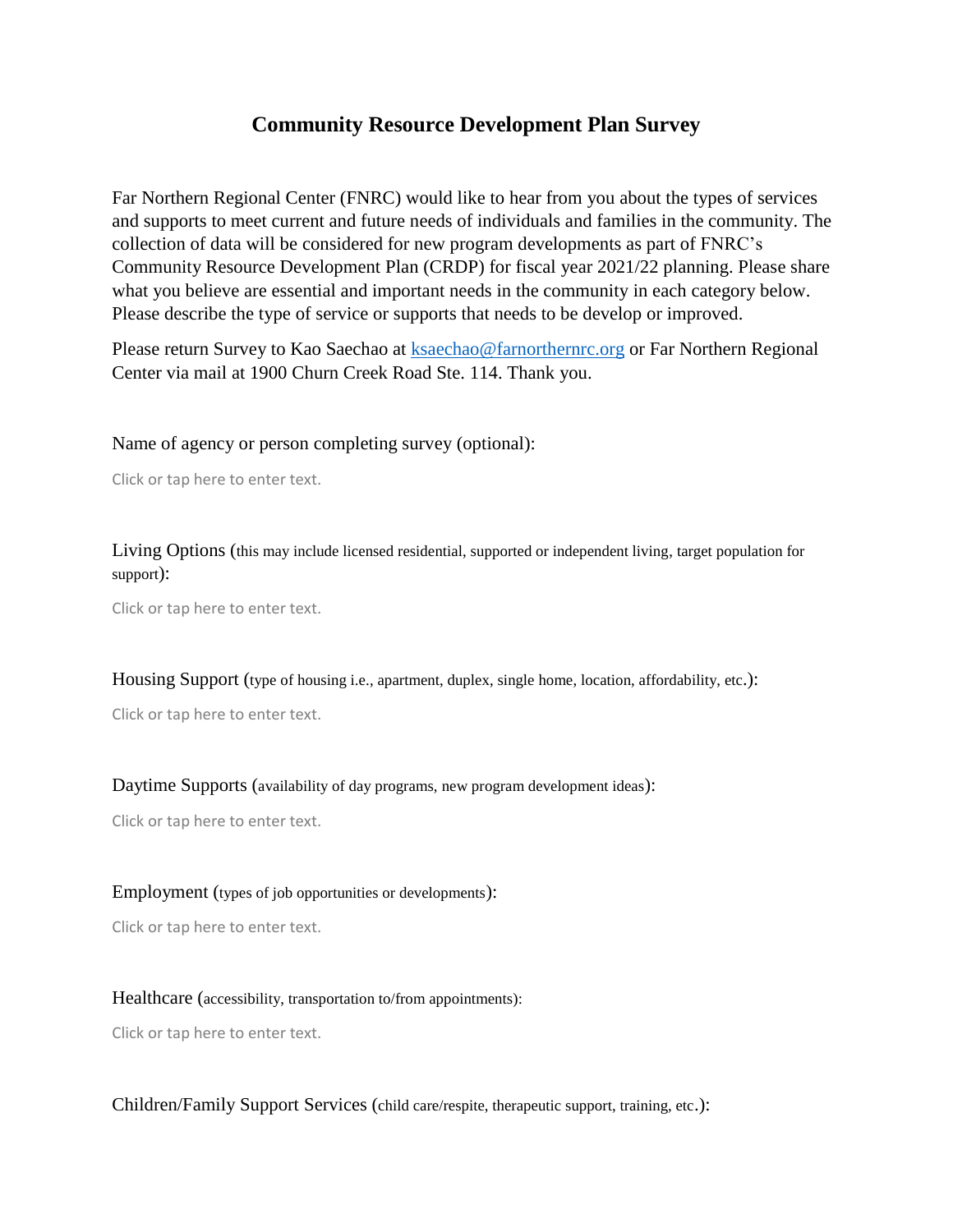# Community Resource Development Plan Survey

Far Northern Regional Center (FNRC) would like to hear from you about the types of services and supports to meet current and future needs of individuals and families in the community. The collection of data will be considered for new program developments as part of FNRC's Community Resource Development Plan (CRDP) for fiscal year 2021/22 planning. Please share what you believe are essential and important needs in the community in each category below. Please describe the type of service or supports that needs to be develop or improved.

Please return Survey to Kao Saechao at ksaechao@farnorthernrc.org or Far Northern Regional Center via mail at 1900 Churn Creek Road Ste. 114. Thank you.

Name of agency or person completing survey (optional):

Click or tap here to enter text.

Living Options (this may include licensed residential, supported or independent living, target population for support):

Click or tap here to enter text.

Housing Support (type of housing i.e., apartment, duplex, single home, location, affordability, etc.):

Click or tap here to enter text.

Daytime Supports (availability of day programs, new program development ideas):

Click or tap here to enter text.

Employment (types of job opportunities or developments):

Click or tap here to enter text.

Healthcare (accessibility, transportation to/from appointments):

Click or tap here to enter text.

Children/Family Support Services (child care/respite, therapeutic support, training, etc.):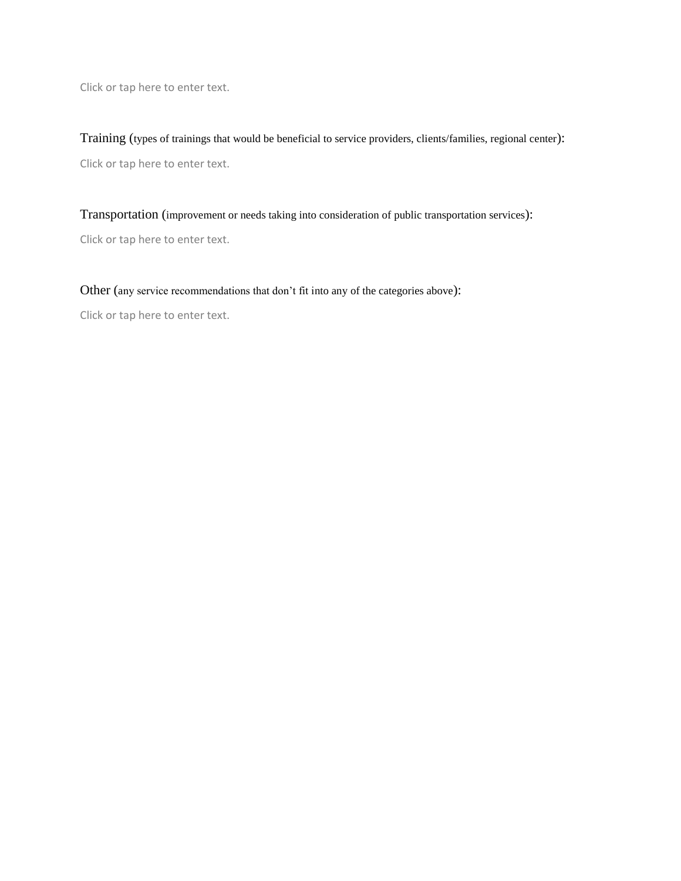Click or tap here to enter text.

Training (types of trainings that would be beneficial to service providers, clients/families, regional center):

Click or tap here to enter text.

Transportation (improvement or needs taking into consideration of public transportation services):

Click or tap here to enter text.

Other (any service recommendations that don’t fit into any of the categories above):

Click or tap here to enter text.